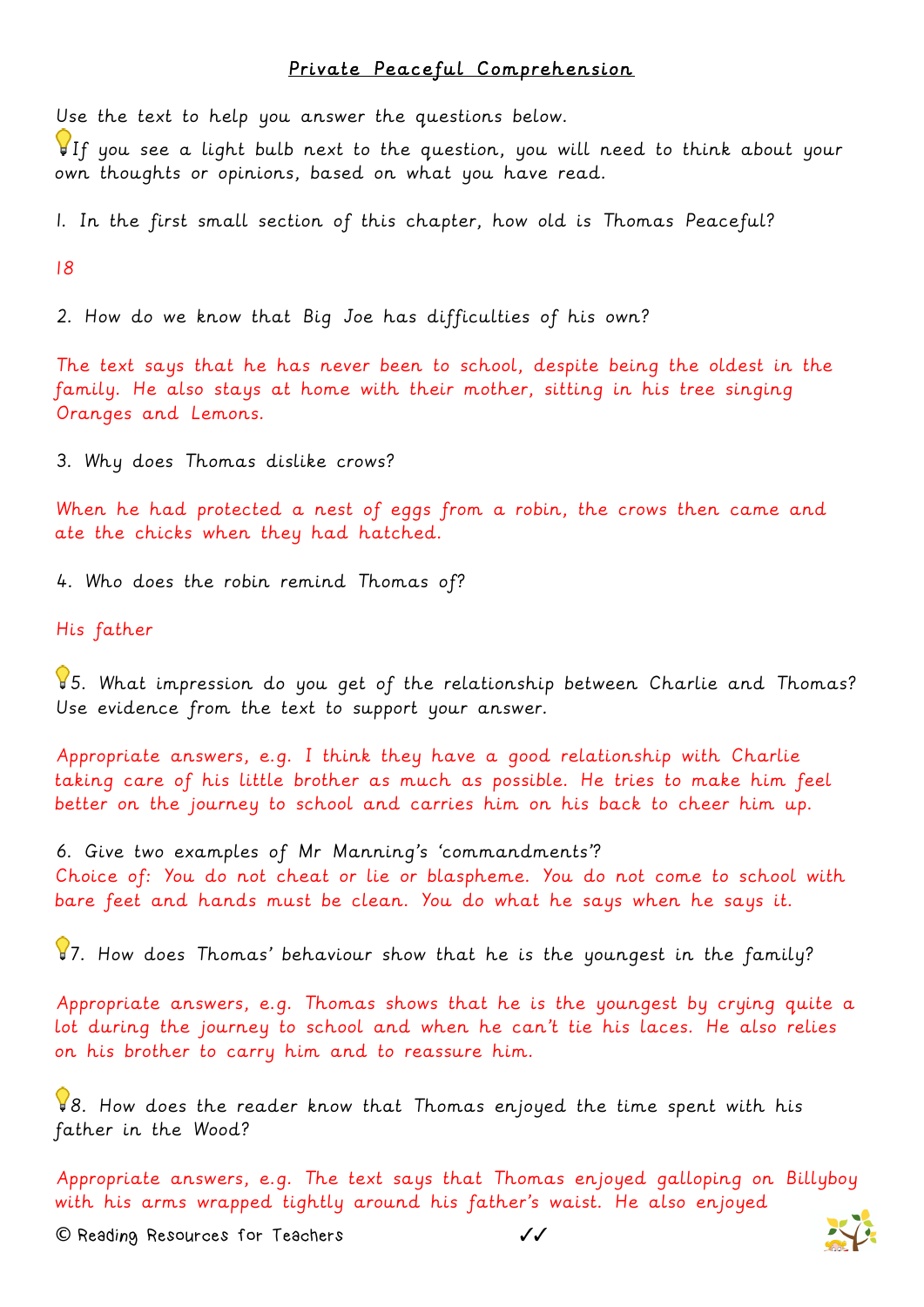# Private Peaceful Comprehension

Use the text to help you answer the questions below.

💡If you see a light bulb next to the question, you will need to think about your own thoughts or opinions, based on what you have read.

1. In the first small section of this chapter, how old is Thomas Peaceful?

18

2. How do we know that Big Joe has difficulties of his own?

The text says that he has never been to school, despite being the oldest in the family. He also stays at home with their mother, sitting in his tree singing Oranges and Lemons.

3. Why does Thomas dislike crows?

When he had protected a nest of eggs from a robin, the crows then came and ate the chicks when they had hatched.

4. Who does the robin remind Thomas of?

His father

💡5. What impression do you get of the relationship between Charlie and Thomas? Use evidence from the text to support your answer.

Appropriate answers, e.g. I think they have a good relationship with Charlie taking care of his little brother as much as possible. He tries to make him feel better on the journey to school and carries him on his back to cheer him up.

6. Give two examples of Mr Manning's 'commandments'?

Choice of: You do not cheat or lie or blaspheme. You do not come to school with bare feet and hands must be clean. You do what he says when he says it.

💡7. How does Thomas' behaviour show that he is the youngest in the family?

Appropriate answers, e.g. Thomas shows that he is the youngest by crying quite a lot during the journey to school and when he can't tie his laces. He also relies on his brother to carry him and to reassure him.

💡8. How does the reader know that Thomas enjoyed the time spent with his father in the Wood?

Appropriate answers, e.g. The text says that Thomas enjoyed galloping on Billyboy with his arms wrapped tightly around his father's waist. He also enjoyed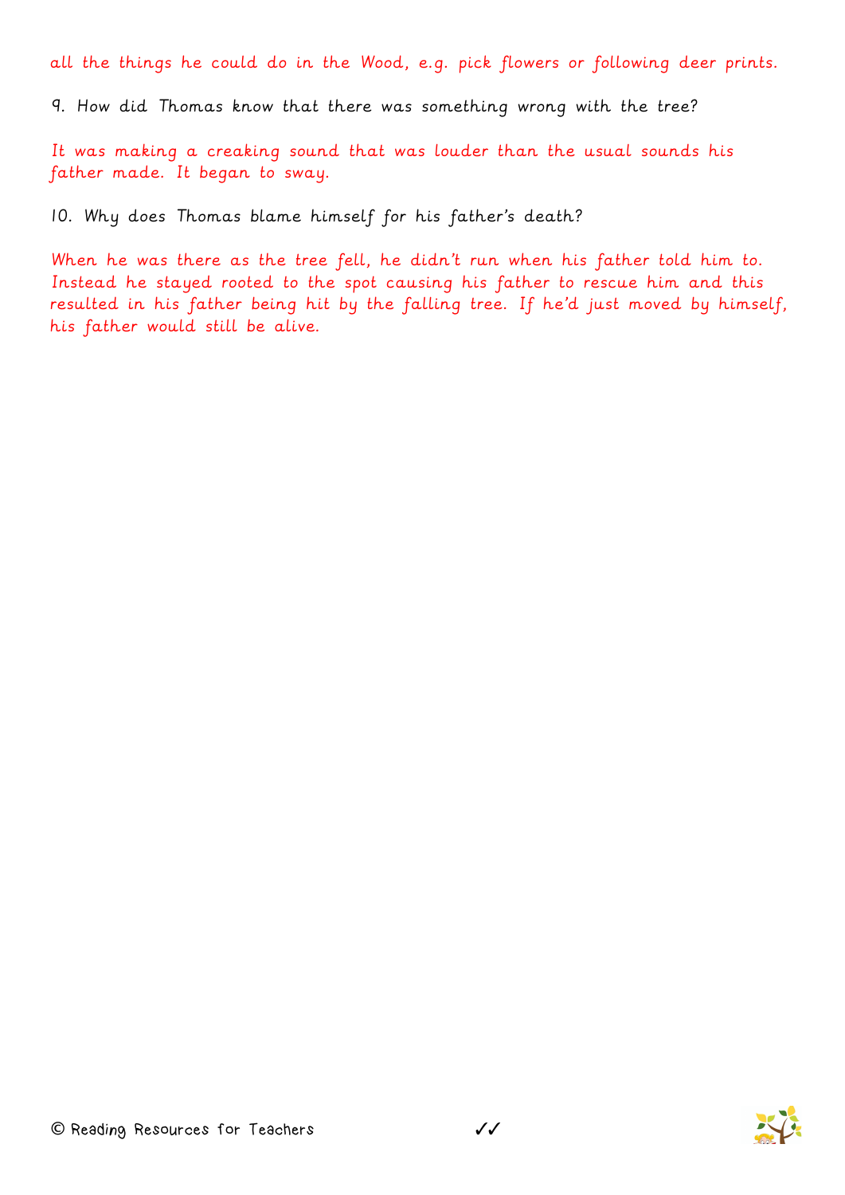all the things he could do in the Wood, e.g. pick flowers or following deer prints.

9. How did Thomas know that there was something wrong with the tree?

It was making a creaking sound that was louder than the usual sounds his father made. It began to sway.

10. Why does Thomas blame himself for his father's death?

When he was there as the tree fell, he didn't run when his father told him to. Instead he stayed rooted to the spot causing his father to rescue him and this resulted in his father being hit by the falling tree. If he'd just moved by himself, his father would still be alive.